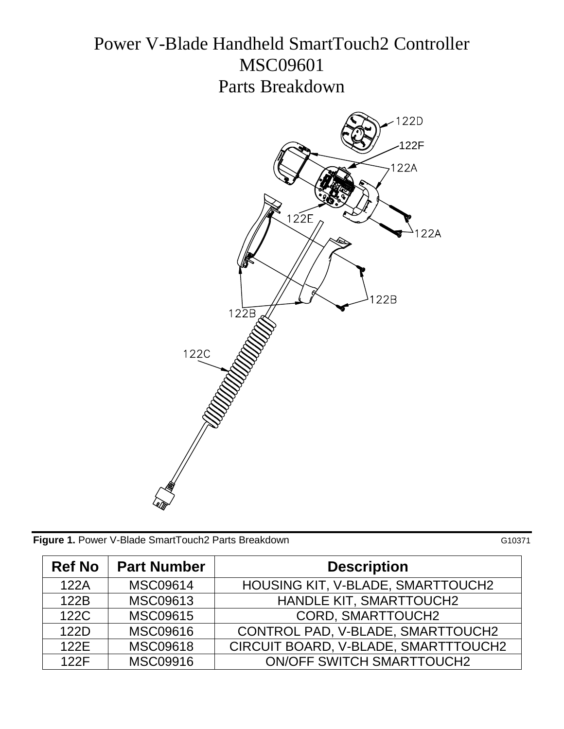# Power V-Blade Handheld SmartTouch2 Controller
# MSC09601
# Parts Breakdown

**Figure 1.** Power V-Blade SmartTouch2 Parts Breakdown G10371

| Ref No | Part Number | Description |
| --- | --- | --- |
| 122A | MSC09614 | HOUSING KIT, V-BLADE, SMARTTOUCH2 |
| 122B | MSC09613 | HANDLE KIT, SMARTTOUCH2 |
| 122C | MSC09615 | CORD, SMARTTOUCH2 |
| 122D | MSC09616 | CONTROL PAD, V-BLADE, SMARTTOUCH2 |
| 122E | MSC09618 | CIRCUIT BOARD, V-BLADE, SMARTTTOUCH2 |
| 122F | MSC09916 | ON/OFF SWITCH SMARTTOUCH2 |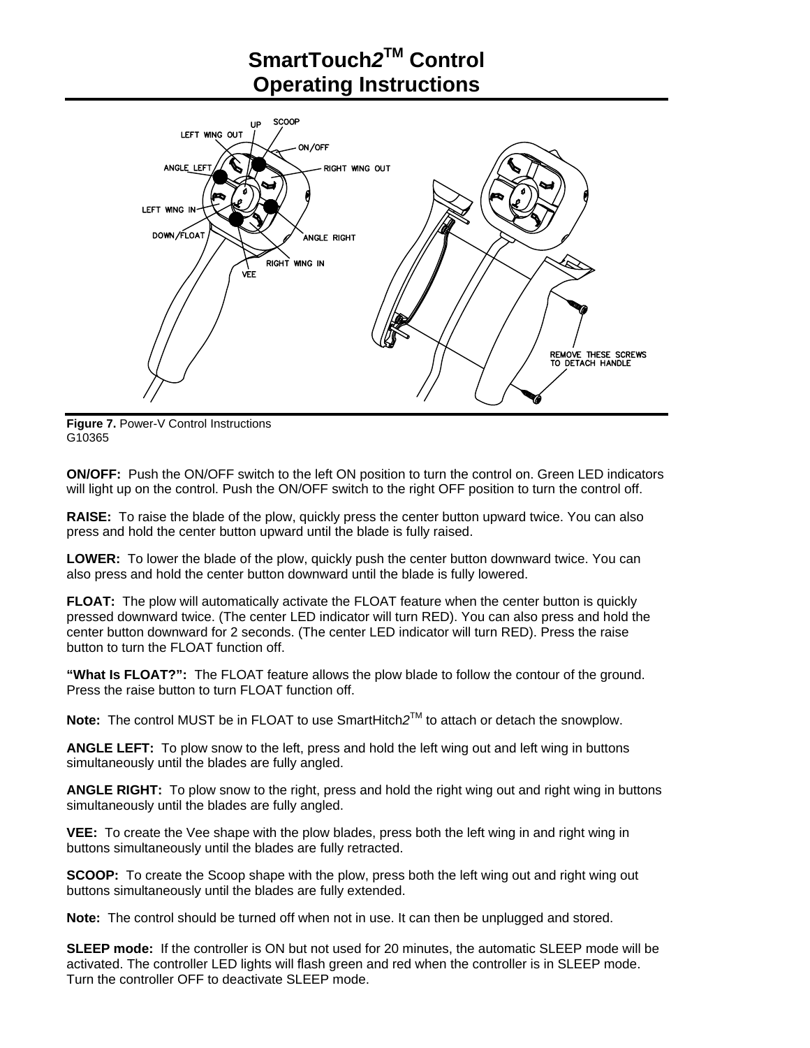# SmartTouch2™ Control Operating Instructions

Figure 7. Power-V Control Instructions
G10365

**ON/OFF:** Push the ON/OFF switch to the left ON position to turn the control on. Green LED indicators will light up on the control. Push the ON/OFF switch to the right OFF position to turn the control off.

**RAISE:** To raise the blade of the plow, quickly press the center button upward twice. You can also press and hold the center button upward until the blade is fully raised.

**LOWER:** To lower the blade of the plow, quickly push the center button downward twice. You can also press and hold the center button downward until the blade is fully lowered.

**FLOAT:** The plow will automatically activate the FLOAT feature when the center button is quickly pressed downward twice. (The center LED indicator will turn RED). You can also press and hold the center button downward for 2 seconds. (The center LED indicator will turn RED). Press the raise button to turn the FLOAT function off.

**"What Is FLOAT?":** The FLOAT feature allows the plow blade to follow the contour of the ground. Press the raise button to turn FLOAT function off.

**Note:** The control MUST be in FLOAT to use SmartHitch*2*™ to attach or detach the snowplow.

**ANGLE LEFT:** To plow snow to the left, press and hold the left wing out and left wing in buttons simultaneously until the blades are fully angled.

**ANGLE RIGHT:** To plow snow to the right, press and hold the right wing out and right wing in buttons simultaneously until the blades are fully angled.

**VEE:** To create the Vee shape with the plow blades, press both the left wing in and right wing in buttons simultaneously until the blades are fully retracted.

**SCOOP:** To create the Scoop shape with the plow, press both the left wing out and right wing out buttons simultaneously until the blades are fully extended.

**Note:** The control should be turned off when not in use. It can then be unplugged and stored.

**SLEEP mode:** If the controller is ON but not used for 20 minutes, the automatic SLEEP mode will be activated. The controller LED lights will flash green and red when the controller is in SLEEP mode. Turn the controller OFF to deactivate SLEEP mode.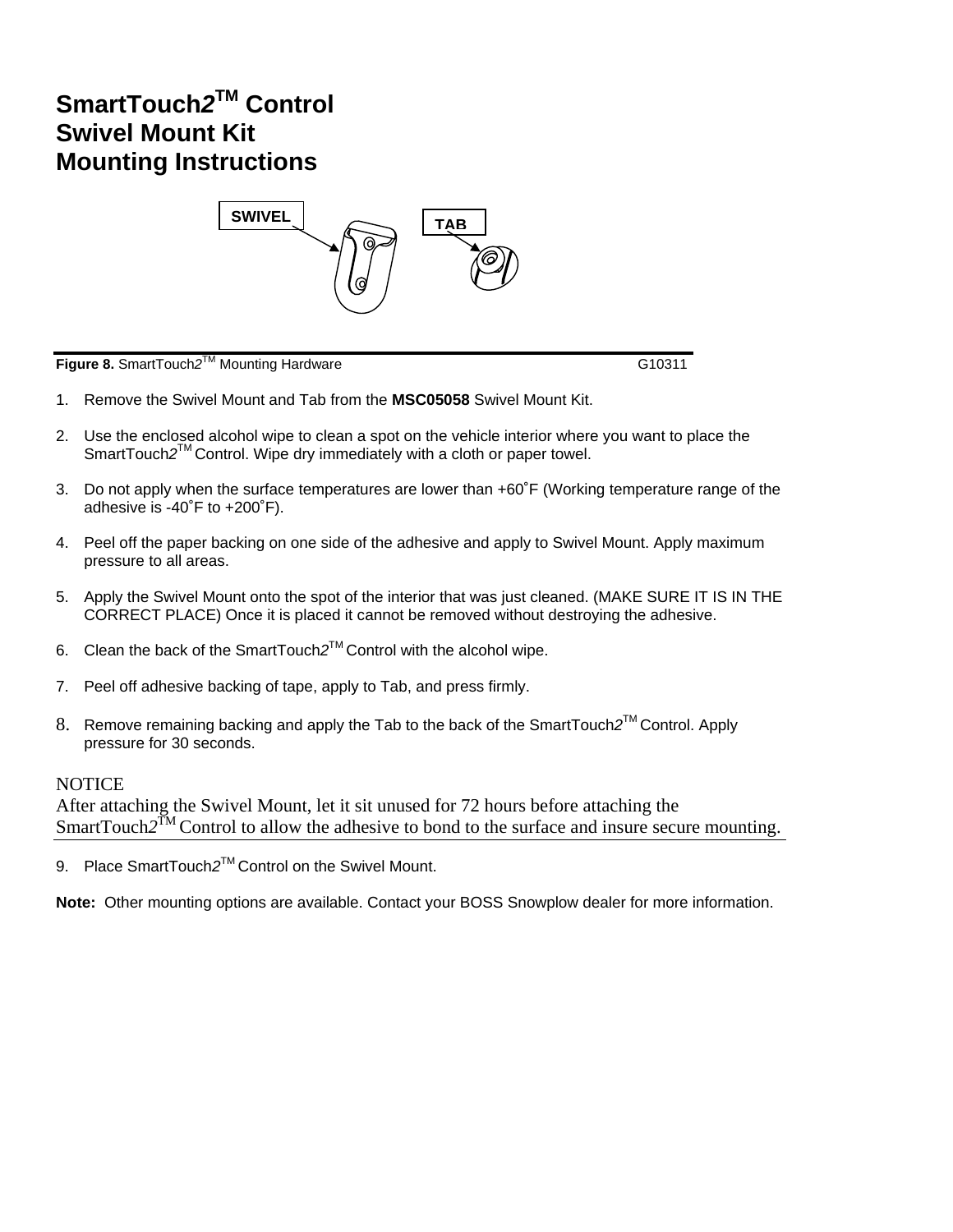# SmartTouch2™ Control
# Swivel Mount Kit
# Mounting Instructions

SWIVEL

TAB

**Figure 8.** SmartTouch2™ Mounting Hardware G10311

1. Remove the Swivel Mount and Tab from the **MSC05058** Swivel Mount Kit.

2. Use the enclosed alcohol wipe to clean a spot on the vehicle interior where you want to place the SmartTouch2™ Control. Wipe dry immediately with a cloth or paper towel.

3. Do not apply when the surface temperatures are lower than +60˚F (Working temperature range of the adhesive is -40˚F to +200˚F).

4. Peel off the paper backing on one side of the adhesive and apply to Swivel Mount. Apply maximum pressure to all areas.

5. Apply the Swivel Mount onto the spot of the interior that was just cleaned. (MAKE SURE IT IS IN THE CORRECT PLACE) Once it is placed it cannot be removed without destroying the adhesive.

6. Clean the back of the SmartTouch2™ Control with the alcohol wipe.

7. Peel off adhesive backing of tape, apply to Tab, and press firmly.

8. Remove remaining backing and apply the Tab to the back of the SmartTouch2™ Control. Apply pressure for 30 seconds.

NOTICE

After attaching the Swivel Mount, let it sit unused for 72 hours before attaching the SmartTouch2™ Control to allow the adhesive to bond to the surface and insure secure mounting.

9. Place SmartTouch2™ Control on the Swivel Mount.

**Note:** Other mounting options are available. Contact your BOSS Snowplow dealer for more information.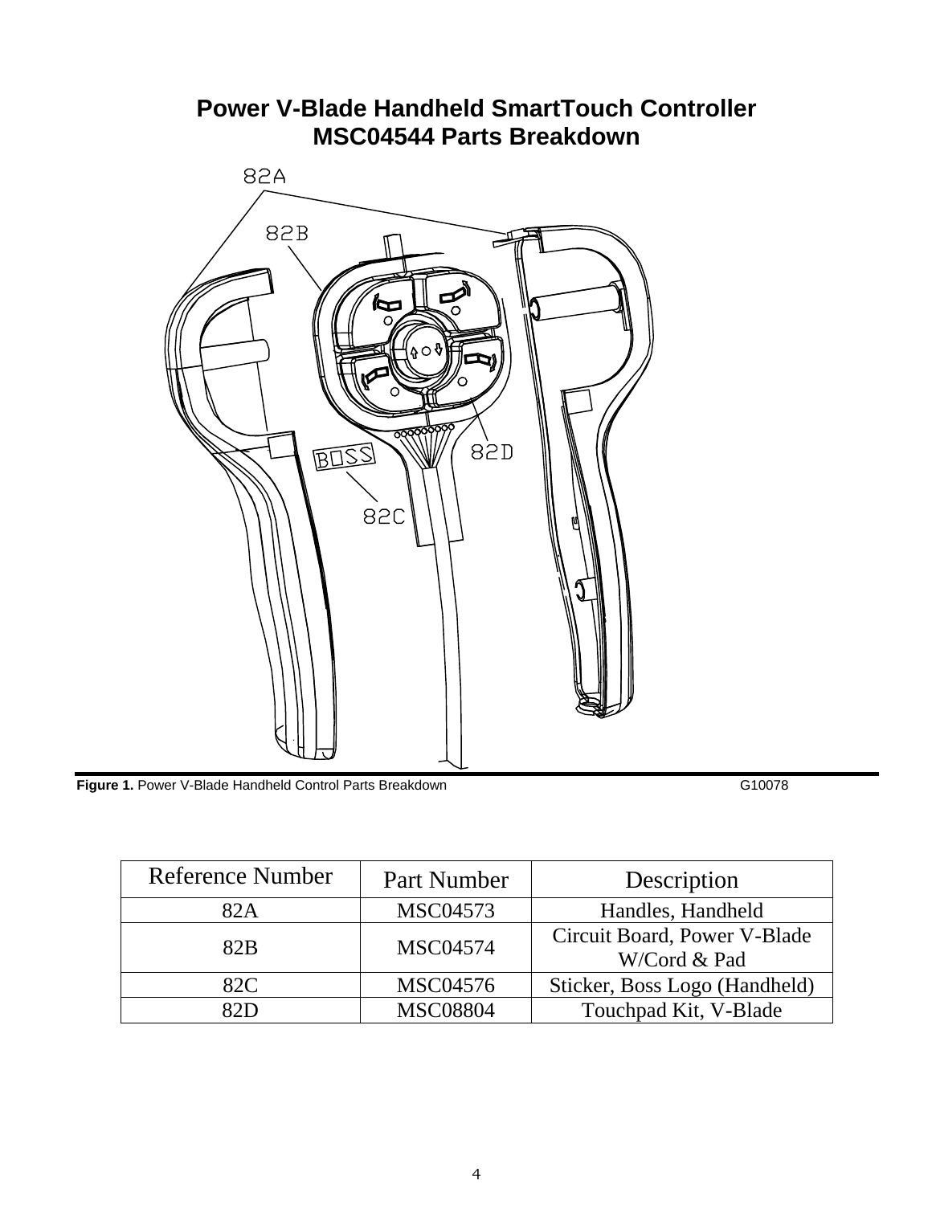# Power V-Blade Handheld SmartTouch Controller
# MSC04544 Parts Breakdown

82A

82B

BOSS

82D

82C

**Figure 1.** Power V-Blade Handheld Control Parts Breakdown G10078

| Reference Number | Part Number | Description |
|---|---|---|
| 82A | MSC04573 | Handles, Handheld |
| 82B | MSC04574 | Circuit Board, Power V-Blade W/Cord & Pad |
| 82C | MSC04576 | Sticker, Boss Logo (Handheld) |
| 82D | MSC08804 | Touchpad Kit, V-Blade |